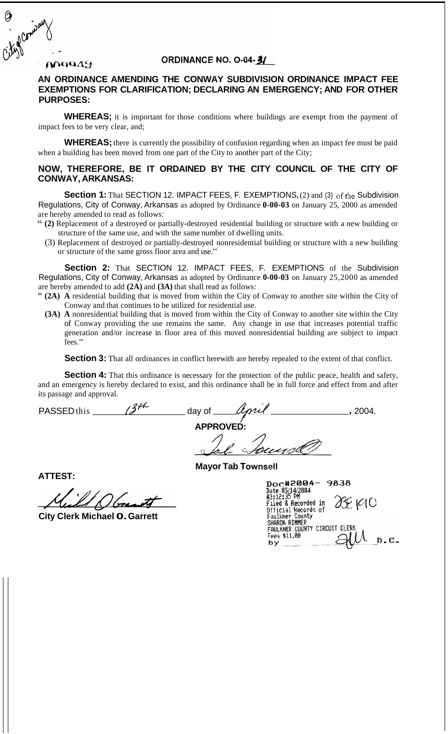City of Conway

M0949

**ORDINANCE NO. O-04-31**

## AN ORDINANCE AMENDING THE CONWAY SUBDIVISION ORDINANCE IMPACT FEE EXEMPTIONS FOR CLARIFICATION; DECLARING AN EMERGENCY; AND FOR OTHER PURPOSES:

**WHEREAS;** it is important for those conditions where buildings are exempt from the payment of impact fees to be very clear, and;

**WHEREAS;** there is currently the possibility of confusion regarding when an impact fee must be paid when a building has been moved from one part of the City to another part of the City;

**NOW, THEREFORE, BE IT ORDAINED BY THE CITY COUNCIL OF THE CITY OF CONWAY, ARKANSAS:**

**Section 1:** That SECTION 12. IMPACT FEES, F. EXEMPTIONS, (2) and (3) of the Subdivision Regulations, City of Conway, Arkansas as adopted by Ordinance **0-00-03** on January 25, 2000 as amended are hereby amended to read as follows:

" **(2)** Replacement of a destroyed or partially-destroyed residential building or structure with a new building or structure of the same use, and with the same number of dwelling units.

(3) Replacement of destroyed or partially-destroyed nonresidential building or structure with a new building or structure of the same gross floor area and use."

**Section 2:** That SECTION 12. IMPACT FEES, F. EXEMPTIONS of the Subdivision Regulations, City of Conway, Arkansas as adopted by Ordinance **0-00-03** on January 25, 2000 as amended are hereby amended to add **(2A)** and **(3A)** that shall read as follows:

" **(2A) A** residential building that is moved from within the City of Conway to another site within the City of Conway and that continues to be utilized for residential use.

**(3A) A** nonresidential building that is moved from within the City of Conway to another site within the City of Conway providing the use remains the same. Any change in use that increases potential traffic generation and/or increase in floor area of this moved nonresidential building are subject to impact fees."

**Section 3:** That all ordinances in conflict herewith are hereby repealed to the extent of that conflict.

**Section 4:** That this ordinance is necessary for the protection of the public peace, health and safety, and an emergency is hereby declared to exist, and this ordinance shall be in full force and effect from and after its passage and approval.

PASSED this 13th day of April, 2004.

**APPROVED:**

Tab Townsell

**Mayor Tab Townsell**

**ATTEST:**

Michael O. Garrett

**City Clerk Michael O. Garrett**

Doc#2004- 9838
Date 05/14/2004
03:12:35 PM
Filed & Recorded in Official Records of Faulkner County
SHARON RIMMER
FAULKNER COUNTY CIRCUIT CLERK
Fees $11.00
by D.C.

38190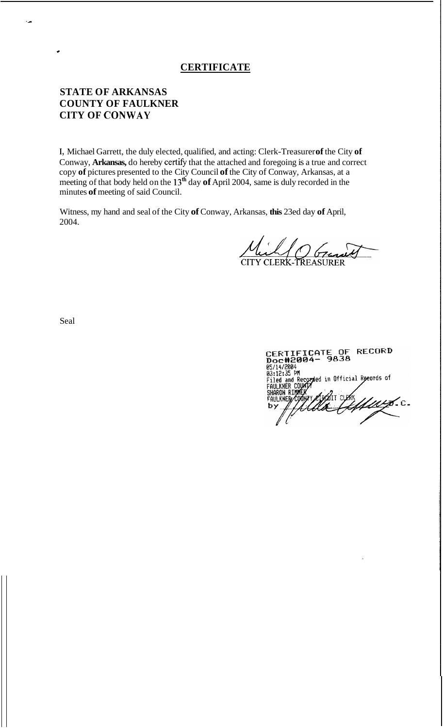# CERTIFICATE

**STATE OF ARKANSAS**
**COUNTY OF FAULKNER**
**CITY OF CONWAY**

I, Michael Garrett, the duly elected, qualified, and acting: Clerk-Treasurer **of** the City **of** Conway, **Arkansas,** do hereby certify that the attached and foregoing is a true and correct copy **of** pictures presented to the City Council **of** the City of Conway, Arkansas, at a meeting of that body held on the 13th day **of** April 2004, same is duly recorded in the minutes **of** meeting of said Council.

Witness, my hand and seal of the City **of** Conway, Arkansas, **this** 23ed day **of** April, 2004.

CITY CLERK-TREASURER

Seal

CERTIFICATE OF RECORD
Doc#2004- 9838
05/14/2004
03:12:35 PM
Filed and Recorded in Official Records of
FAULKNER COUNTY
SHARON RIMMER
FAULKNER COUNTY CIRCUIT CLERK
by D.C.